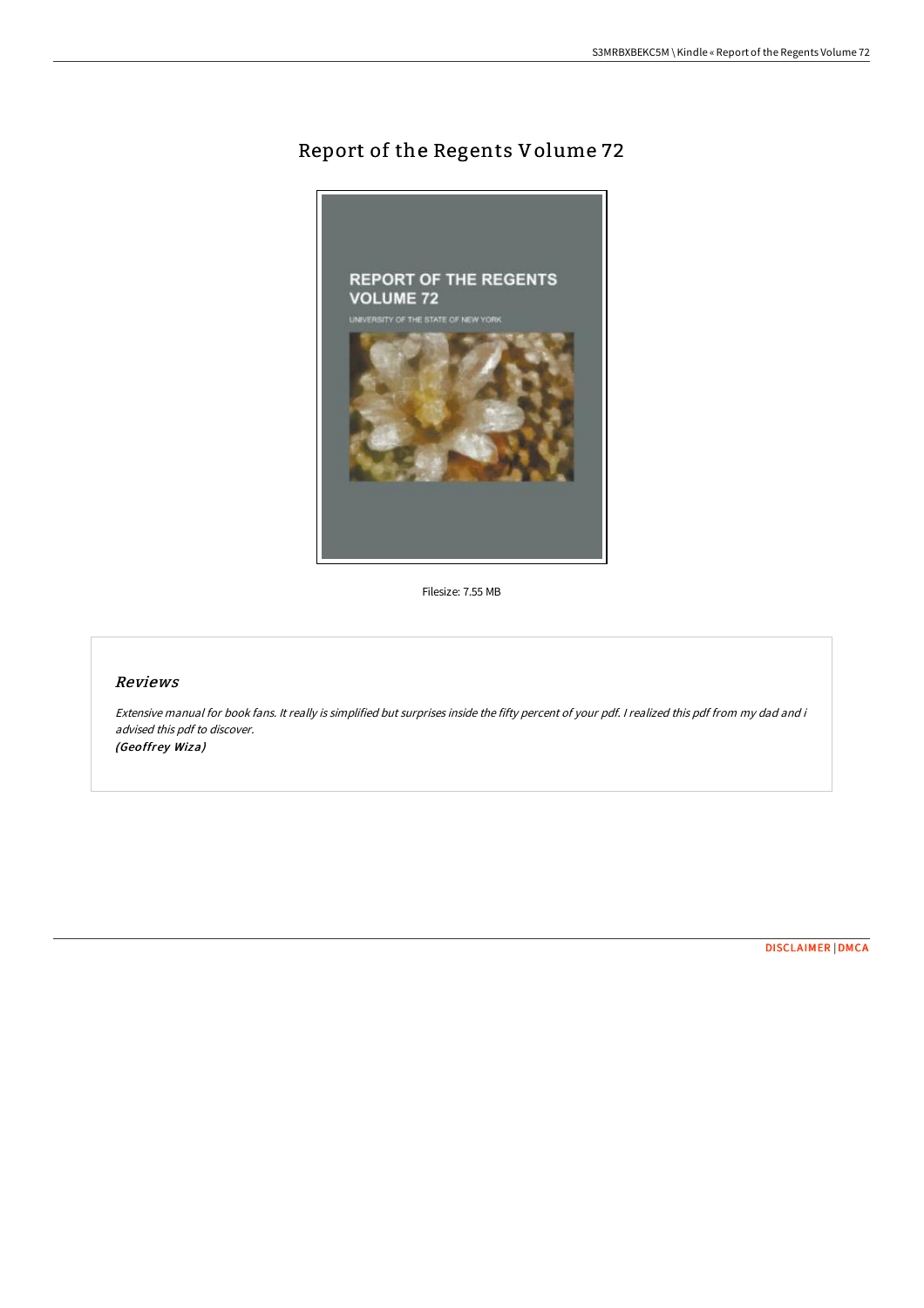# Report of the Regents Volume 72

Filesize: 7.55 MB

## *Reviews*

*Extensive manual for book fans. It really is simplified but surprises inside the fifty percent of your pdf. I realized this pdf from my dad and i advised this pdf to discover.*
***(Geoffrey Wiza)***

DISCLAIMER | DMCA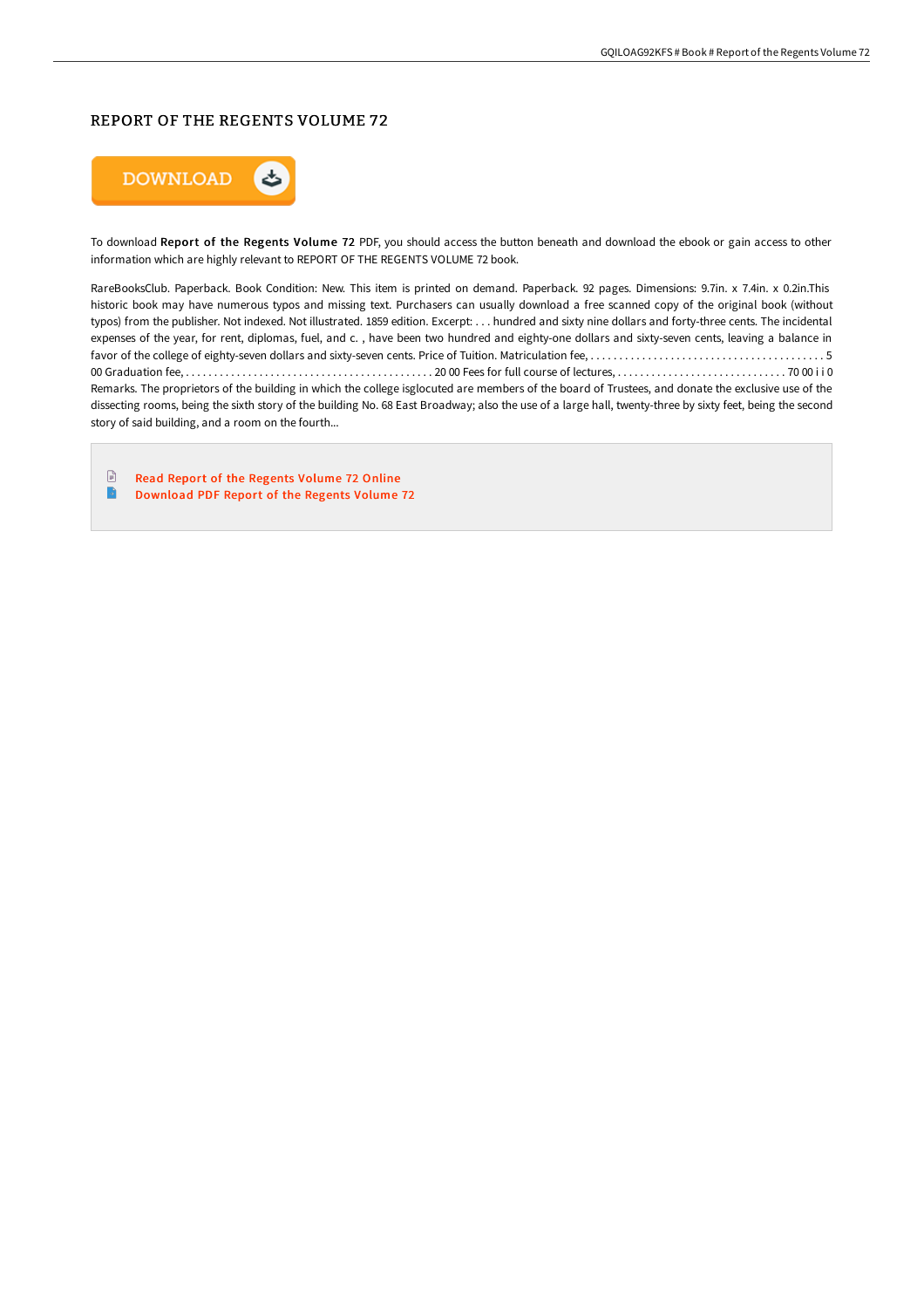## REPORT OF THE REGENTS VOLUME 72

To download **Report of the Regents Volume 72** PDF, you should access the button beneath and download the ebook or gain access to other information which are highly relevant to REPORT OF THE REGENTS VOLUME 72 book.

RareBooksClub. Paperback. Book Condition: New. This item is printed on demand. Paperback. 92 pages. Dimensions: 9.7in. x 7.4in. x 0.2in.This historic book may have numerous typos and missing text. Purchasers can usually download a free scanned copy of the original book (without typos) from the publisher. Not indexed. Not illustrated. 1859 edition. Excerpt: . . . hundred and sixty nine dollars and forty-three cents. The incidental expenses of the year, for rent, diplomas, fuel, and c. , have been two hundred and eighty-one dollars and sixty-seven cents, leaving a balance in favor of the college of eighty-seven dollars and sixty-seven cents. Price of Tuition. Matriculation fee, . . . . . . . . . . . . . . . . . . . . . . . . . . . . . . . . . . . . . . . . . 5 00 Graduation fee, . . . . . . . . . . . . . . . . . . . . . . . . . . . . . . . . . . . . . . . . . . . . 20 00 Fees for full course of lectures, . . . . . . . . . . . . . . . . . . . . . . . . . . . . . . 70 00 i i 0 Remarks. The proprietors of the building in which the college isglocuted are members of the board of Trustees, and donate the exclusive use of the dissecting rooms, being the sixth story of the building No. 68 East Broadway; also the use of a large hall, twenty-three by sixty feet, being the second story of said building, and a room on the fourth...

- Read Report of the Regents Volume 72 Online
- Download PDF Report of the Regents Volume 72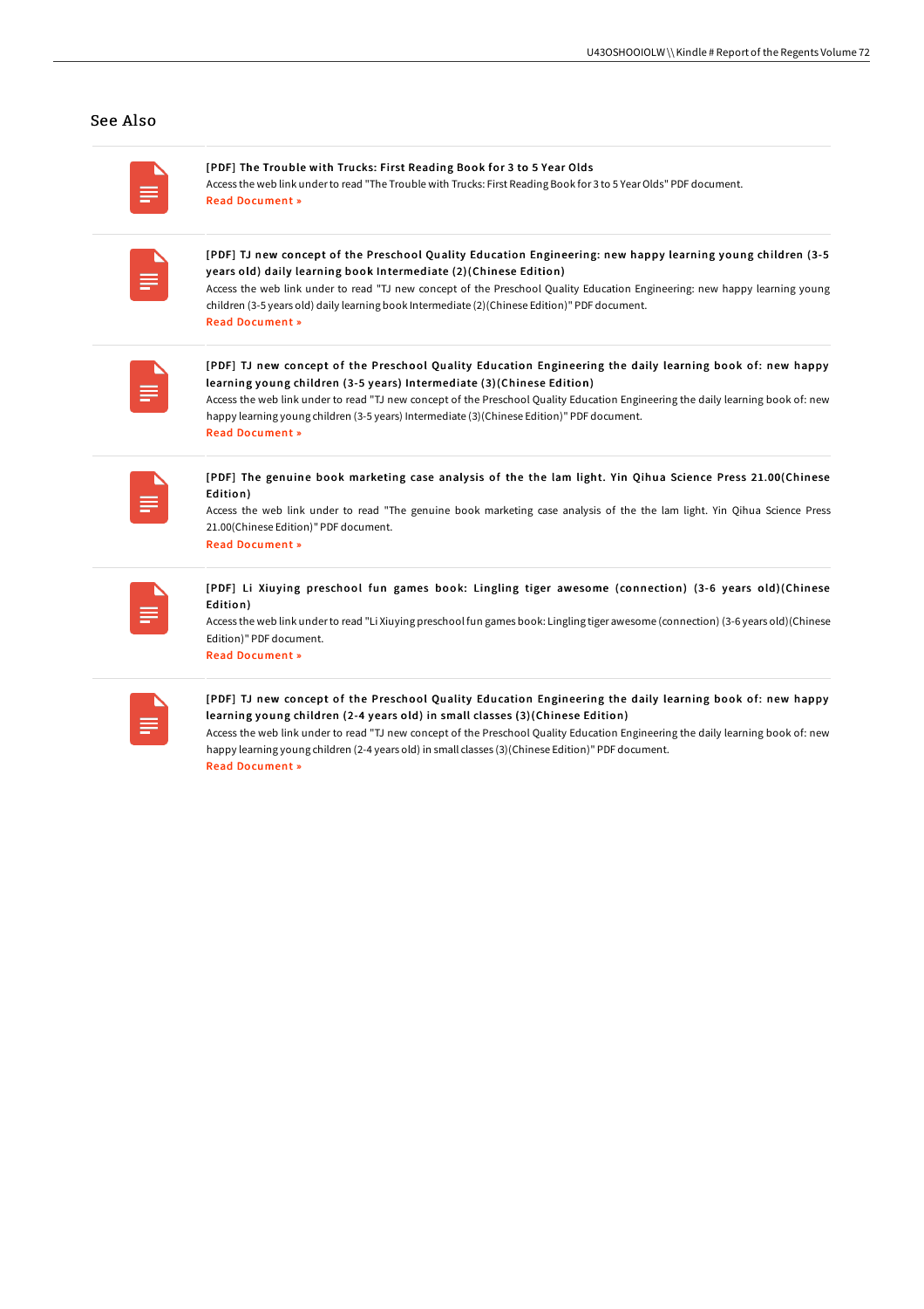## See Also

**[PDF] The Trouble with Trucks: First Reading Book for 3 to 5 Year Olds**

Access the web link under to read "The Trouble with Trucks: First Reading Book for 3 to 5 Year Olds" PDF document.

Read Document »

**[PDF] TJ new concept of the Preschool Quality Education Engineering: new happy learning young children (3-5 years old) daily learning book Intermediate (2)(Chinese Edition)**

Access the web link under to read "TJ new concept of the Preschool Quality Education Engineering: new happy learning young children (3-5 years old) daily learning book Intermediate (2)(Chinese Edition)" PDF document.

Read Document »

**[PDF] TJ new concept of the Preschool Quality Education Engineering the daily learning book of: new happy learning young children (3-5 years) Intermediate (3)(Chinese Edition)**

Access the web link under to read "TJ new concept of the Preschool Quality Education Engineering the daily learning book of: new happy learning young children (3-5 years) Intermediate (3)(Chinese Edition)" PDF document.

Read Document »

**[PDF] The genuine book marketing case analysis of the the lam light. Yin Qihua Science Press 21.00(Chinese Edition)**

Access the web link under to read "The genuine book marketing case analysis of the the lam light. Yin Qihua Science Press 21.00(Chinese Edition)" PDF document.

Read Document »

**[PDF] Li Xiuying preschool fun games book: Lingling tiger awesome (connection) (3-6 years old)(Chinese Edition)**

Access the web link under to read "Li Xiuying preschool fun games book: Lingling tiger awesome (connection) (3-6 years old)(Chinese Edition)" PDF document.

Read Document »

**[PDF] TJ new concept of the Preschool Quality Education Engineering the daily learning book of: new happy learning young children (2-4 years old) in small classes (3)(Chinese Edition)**

Access the web link under to read "TJ new concept of the Preschool Quality Education Engineering the daily learning book of: new happy learning young children (2-4 years old) in small classes (3)(Chinese Edition)" PDF document.

Read Document »